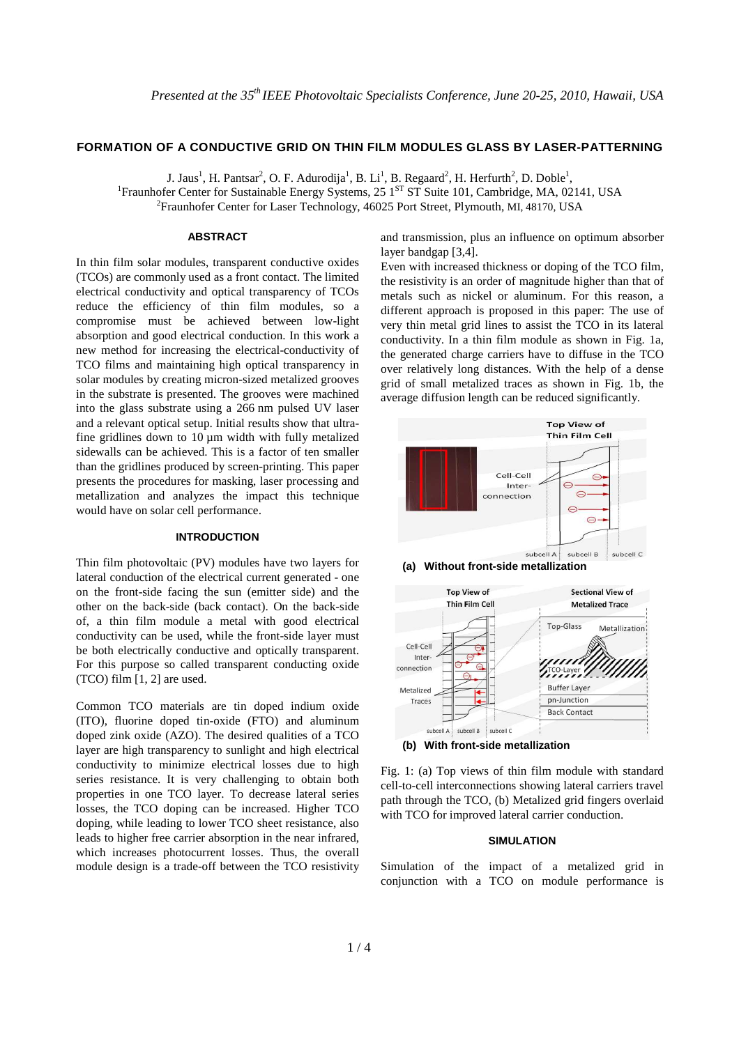*Presented at the 35th IEEE Photovoltaic Specialists Conference, June 20-25, 2010, Hawaii, USA*

# FORMATION OF A CONDUCTIVE GRID ON THIN FILM MODULES GLASS BY LASER-PATTERNING

J. Jaus[1], H. Pantsar[2], O. F. Adurodija[1], B. Li[1], B. Regaard[2], H. Herfurth[2], D. Doble[1],
[1]Fraunhofer Center for Sustainable Energy Systems, 25 1ST ST Suite 101, Cambridge, MA, 02141, USA
[2]Fraunhofer Center for Laser Technology, 46025 Port Street, Plymouth, MI, 48170, USA

## ABSTRACT

In thin film solar modules, transparent conductive oxides (TCOs) are commonly used as a front contact. The limited electrical conductivity and optical transparency of TCOs reduce the efficiency of thin film modules, so a compromise must be achieved between low-light absorption and good electrical conduction. In this work a new method for increasing the electrical-conductivity of TCO films and maintaining high optical transparency in solar modules by creating micron-sized metalized grooves in the substrate is presented. The grooves were machined into the glass substrate using a 266 nm pulsed UV laser and a relevant optical setup. Initial results show that ultra-fine gridlines down to 10 µm width with fully metalized sidewalls can be achieved. This is a factor of ten smaller than the gridlines produced by screen-printing. This paper presents the procedures for masking, laser processing and metallization and analyzes the impact this technique would have on solar cell performance.

## INTRODUCTION

Thin film photovoltaic (PV) modules have two layers for lateral conduction of the electrical current generated - one on the front-side facing the sun (emitter side) and the other on the back-side (back contact). On the back-side of, a thin film module a metal with good electrical conductivity can be used, while the front-side layer must be both electrically conductive and optically transparent. For this purpose so called transparent conducting oxide (TCO) film [1, 2] are used.

Common TCO materials are tin doped indium oxide (ITO), fluorine doped tin-oxide (FTO) and aluminum doped zink oxide (AZO). The desired qualities of a TCO layer are high transparency to sunlight and high electrical conductivity to minimize electrical losses due to high series resistance. It is very challenging to obtain both properties in one TCO layer. To decrease lateral series losses, the TCO doping can be increased. Higher TCO doping, while leading to lower TCO sheet resistance, also leads to higher free carrier absorption in the near infrared, which increases photocurrent losses. Thus, the overall module design is a trade-off between the TCO resistivity and transmission, plus an influence on optimum absorber layer bandgap [3,4].

Even with increased thickness or doping of the TCO film, the resistivity is an order of magnitude higher than that of metals such as nickel or aluminum. For this reason, a different approach is proposed in this paper: The use of very thin metal grid lines to assist the TCO in its lateral conductivity. In a thin film module as shown in Fig. 1a, the generated charge carriers have to diffuse in the TCO over relatively long distances. With the help of a dense grid of small metalized traces as shown in Fig. 1b, the average diffusion length can be reduced significantly.

**(a) Without front-side metallization**

**(b) With front-side metallization**

Fig. 1: (a) Top views of thin film module with standard cell-to-cell interconnections showing lateral carriers travel path through the TCO, (b) Metalized grid fingers overlaid with TCO for improved lateral carrier conduction.

## SIMULATION

Simulation of the impact of a metalized grid in conjunction with a TCO on module performance is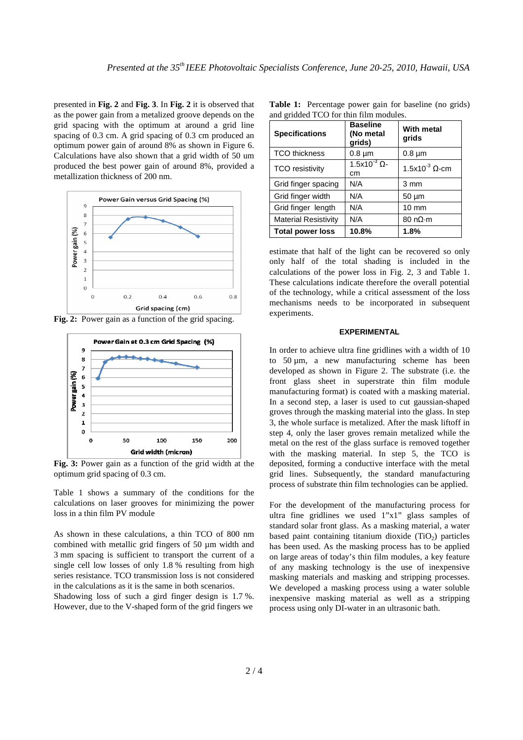presented in **Fig. 2** and **Fig. 3**. In **Fig. 2** it is observed that as the power gain from a metalized groove depends on the grid spacing with the optimum at around a grid line spacing of 0.3 cm. A grid spacing of 0.3 cm produced an optimum power gain of around 8% as shown in Figure 6. Calculations have also shown that a grid width of 50 um produced the best power gain of around 8%, provided a metallization thickness of 200 nm.

**Fig. 2:** Power gain as a function of the grid spacing.

**Fig. 3:** Power gain as a function of the grid width at the optimum grid spacing of 0.3 cm.

Table 1 shows a summary of the conditions for the calculations on laser grooves for minimizing the power loss in a thin film PV module

As shown in these calculations, a thin TCO of 800 nm combined with metallic grid fingers of 50 µm width and 3 mm spacing is sufficient to transport the current of a single cell low losses of only 1.8 % resulting from high series resistance. TCO transmission loss is not considered in the calculations as it is the same in both scenarios.
Shadowing loss of such a gird finger design is 1.7 %. However, due to the V-shaped form of the grid fingers we estimate that half of the light can be recovered so only only half of the total shading is included in the calculations of the power loss in Fig. 2, 3 and Table 1. These calculations indicate therefore the overall potential of the technology, while a critical assessment of the loss mechanisms needs to be incorporated in subsequent experiments.

**Table 1:** Percentage power gain for baseline (no grids) and gridded TCO for thin film modules.

| **Specifications** | **Baseline (No metal grids)** | **With metal grids** |
|---|---|---|
| TCO thickness | 0.8 µm | 0.8 µm |
| TCO resistivity | $1.5 \times 10^{-3}$ Ω-cm | $1.5 \times 10^{-3}$ Ω-cm |
| Grid finger spacing | N/A | 3 mm |
| Grid finger width | N/A | 50 µm |
| Grid finger length | N/A | 10 mm |
| Material Resistivity | N/A | 80 nΩ·m |
| **Total power loss** | **10.8%** | **1.8%** |

#### EXPERIMENTAL

In order to achieve ultra fine gridlines with a width of 10 to 50 µm, a new manufacturing scheme has been developed as shown in Figure 2. The substrate (i.e. the front glass sheet in superstrate thin film module manufacturing format) is coated with a masking material. In a second step, a laser is used to cut gaussian-shaped groves through the masking material into the glass. In step 3, the whole surface is metalized. After the mask liftoff in step 4, only the laser groves remain metalized while the metal on the rest of the glass surface is removed together with the masking material. In step 5, the TCO is deposited, forming a conductive interface with the metal grid lines. Subsequently, the standard manufacturing process of substrate thin film technologies can be applied.

For the development of the manufacturing process for ultra fine gridlines we used 1"x1" glass samples of standard solar front glass. As a masking material, a water based paint containing titanium dioxide ($TiO_2$) particles has been used. As the masking process has to be applied on large areas of today's thin film modules, a key feature of any masking technology is the use of inexpensive masking materials and masking and stripping processes. We developed a masking process using a water soluble inexpensive masking material as well as a stripping process using only DI-water in an ultrasonic bath.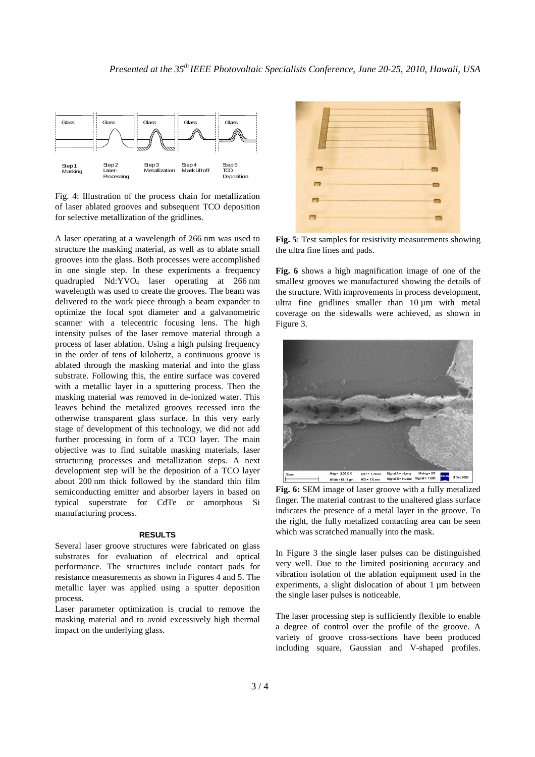Fig. 4: Illustration of the process chain for metallization of laser ablated grooves and subsequent TCO deposition for selective metallization of the gridlines.

A laser operating at a wavelength of 266 nm was used to structure the masking material, as well as to ablate small grooves into the glass. Both processes were accomplished in one single step. In these experiments a frequency quadrupled $Nd:YVO_4$ laser operating at 266 nm wavelength was used to create the grooves. The beam was delivered to the work piece through a beam expander to optimize the focal spot diameter and a galvanometric scanner with a telecentric focusing lens. The high intensity pulses of the laser remove material through a process of laser ablation. Using a high pulsing frequency in the order of tens of kilohertz, a continuous groove is ablated through the masking material and into the glass substrate. Following this, the entire surface was covered with a metallic layer in a sputtering process. Then the masking material was removed in de-ionized water. This leaves behind the metalized grooves recessed into the otherwise transparent glass surface. In this very early stage of development of this technology, we did not add further processing in form of a TCO layer. The main objective was to find suitable masking materials, laser structuring processes and metallization steps. A next development step will be the deposition of a TCO layer about 200 nm thick followed by the standard thin film semiconducting emitter and absorber layers in based on typical superstrate for CdTe or amorphous Si manufacturing process.

## RESULTS

Several laser groove structures were fabricated on glass substrates for evaluation of electrical and optical performance. The structures include contact pads for resistance measurements as shown in Figures 4 and 5. The metallic layer was applied using a sputter deposition process.

Laser parameter optimization is crucial to remove the masking material and to avoid excessively high thermal impact on the underlying glass.

**Fig. 5**: Test samples for resistivity measurements showing the ultra fine lines and pads.

**Fig. 6** shows a high magnification image of one of the smallest grooves we manufactured showing the details of the structure. With improvements in process development, ultra fine gridlines smaller than 10 µm with metal coverage on the sidewalls were achieved, as shown in Figure 3.

**Fig. 6:** SEM image of laser groove with a fully metalized finger. The material contrast to the unaltered glass surface indicates the presence of a metal layer in the groove. To the right, the fully metalized contacting area can be seen which was scratched manually into the mask.

In Figure 3 the single laser pulses can be distinguished very well. Due to the limited positioning accuracy and vibration isolation of the ablation equipment used in the experiments, a slight dislocation of about 1 µm between the single laser pulses is noticeable.

The laser processing step is sufficiently flexible to enable a degree of control over the profile of the groove. A variety of groove cross-sections have been produced including square, Gaussian and V-shaped profiles.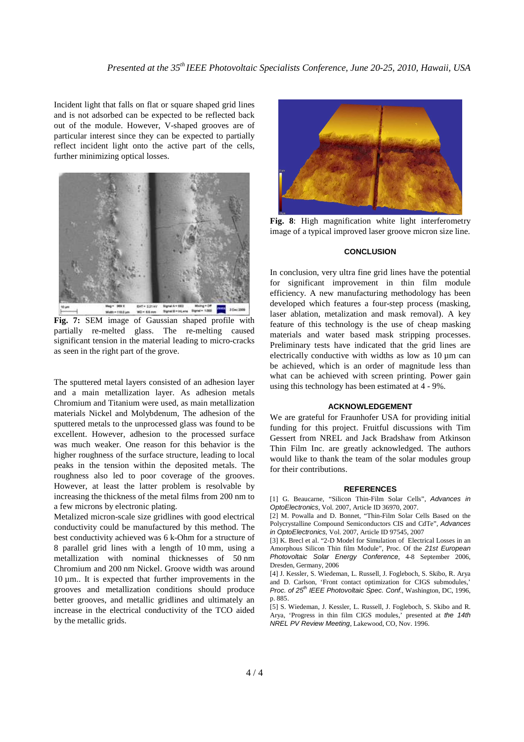Incident light that falls on flat or square shaped grid lines and is not adsorbed can be expected to be reflected back out of the module. However, V-shaped grooves are of particular interest since they can be expected to partially reflect incident light onto the active part of the cells, further minimizing optical losses.

**Fig. 7:** SEM image of Gaussian shaped profile with partially re-melted glass. The re-melting caused significant tension in the material leading to micro-cracks as seen in the right part of the grove.

The sputtered metal layers consisted of an adhesion layer and a main metallization layer. As adhesion metals Chromium and Titanium were used, as main metallization materials Nickel and Molybdenum, The adhesion of the sputtered metals to the unprocessed glass was found to be excellent. However, adhesion to the processed surface was much weaker. One reason for this behavior is the higher roughness of the surface structure, leading to local peaks in the tension within the deposited metals. The roughness also led to poor coverage of the grooves. However, at least the latter problem is resolvable by increasing the thickness of the metal films from 200 nm to a few microns by electronic plating.

Metalized micron-scale size gridlines with good electrical conductivity could be manufactured by this method. The best conductivity achieved was 6 k-Ohm for a structure of 8 parallel grid lines with a length of 10 mm, using a metallization with nominal thicknesses of 50 nm Chromium and 200 nm Nickel. Groove width was around 10 µm.. It is expected that further improvements in the grooves and metallization conditions should produce better grooves, and metallic gridlines and ultimately an increase in the electrical conductivity of the TCO aided by the metallic grids.

**Fig. 8**: High magnification white light interferometry image of a typical improved laser groove micron size line.

## CONCLUSION

In conclusion, very ultra fine grid lines have the potential for significant improvement in thin film module efficiency. A new manufacturing methodology has been developed which features a four-step process (masking, laser ablation, metalization and mask removal). A key feature of this technology is the use of cheap masking materials and water based mask stripping processes. Preliminary tests have indicated that the grid lines are electrically conductive with widths as low as 10 µm can be achieved, which is an order of magnitude less than what can be achieved with screen printing. Power gain using this technology has been estimated at 4 - 9%.

## ACKNOWLEDGEMENT

We are grateful for Fraunhofer USA for providing initial funding for this project. Fruitful discussions with Tim Gessert from NREL and Jack Bradshaw from Atkinson Thin Film Inc. are greatly acknowledged. The authors would like to thank the team of the solar modules group for their contributions.

## REFERENCES

[1] G. Beaucarne, "Silicon Thin-Film Solar Cells", *Advances in OptoElectronics*, Vol. 2007, Article ID 36970, 2007.

[2] M. Powalla and D. Bonnet, "Thin-Film Solar Cells Based on the Polycrystalline Compound Semiconductors CIS and CdTe", *Advances in OptoElectronics*, Vol. 2007, Article ID 97545, 2007

[3] K. Brecl et al. "2-D Model for Simulation of Electrical Losses in an Amorphous Silicon Thin film Module", Proc. Of the *21st European Photovoltaic Solar Energy Conference*, 4-8 September 2006, Dresden, Germany, 2006

[4] J. Kessler, S. Wiedeman, L. Russell, J. Fogleboch, S. Skibo, R. Arya and D. Carlson, 'Front contact optimization for CIGS submodules,' *Proc. of 25th IEEE Photovoltaic Spec. Conf.*, Washington, DC, 1996, p. 885.

[5] S. Wiedeman, J. Kessler, L. Russell, J. Fogleboch, S. Skibo and R. Arya, 'Progress in thin film CIGS modules,' presented at *the 14th NREL PV Review Meeting*, Lakewood, CO, Nov. 1996.